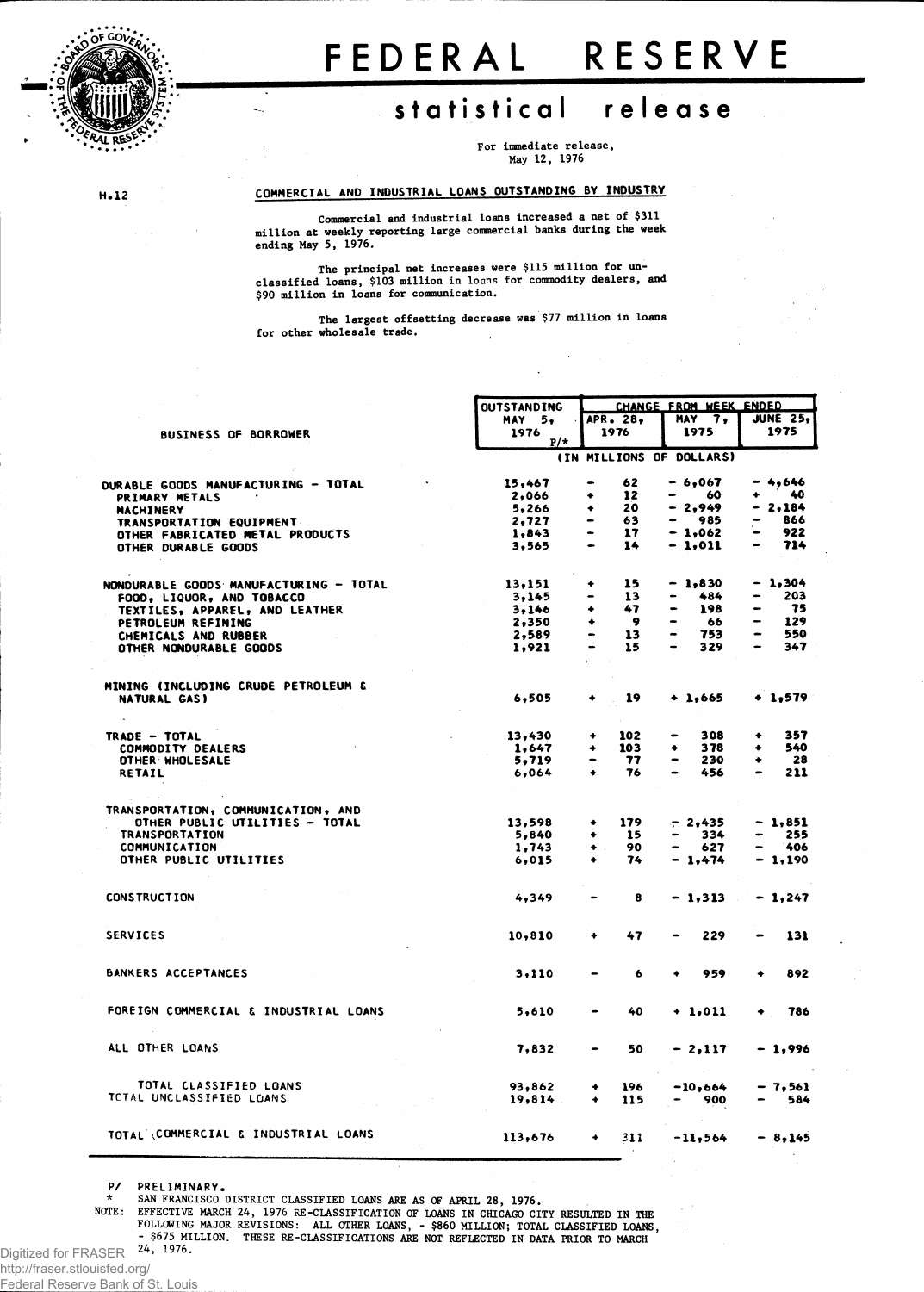# FEDERAL RESERVE

## statistical release

For immediate release,
May 12, 1976

H.12

### COMMERCIAL AND INDUSTRIAL LOANS OUTSTANDING BY INDUSTRY

Commercial and industrial loans increased a net of $311 million at weekly reporting large commercial banks during the week ending May 5, 1976.

The principal net increases were $115 million for unclassified loans, $103 million in loans for commodity dealers, and $90 million in loans for communication.

The largest offsetting decrease was $77 million in loans for other wholesale trade.

| BUSINESS OF BORROWER | OUTSTANDING MAY 5, 1976 P/* | CHANGE FROM WEEK ENDED APR. 28, 1976 | MAY 7, 1975 | JUNE 25, 1975 |
|---|---|---|---|---|
| | (IN MILLIONS OF DOLLARS) | | | |
| DURABLE GOODS MANUFACTURING - TOTAL | 15,467 | - 62 | - 6,067 | - 4,646 |
| PRIMARY METALS | 2,066 | + 12 | - 60 | + 40 |
| MACHINERY | 5,266 | + 20 | - 2,949 | - 2,184 |
| TRANSPORTATION EQUIPMENT | 2,727 | - 63 | - 985 | - 866 |
| OTHER FABRICATED METAL PRODUCTS | 1,843 | - 17 | - 1,062 | - 922 |
| OTHER DURABLE GOODS | 3,565 | - 14 | - 1,011 | - 714 |
| NONDURABLE GOODS MANUFACTURING - TOTAL | 13,151 | + 15 | - 1,830 | - 1,304 |
| FOOD, LIQUOR, AND TOBACCO | 3,145 | - 13 | - 484 | - 203 |
| TEXTILES, APPAREL, AND LEATHER | 3,146 | + 47 | - 198 | - 75 |
| PETROLEUM REFINING | 2,350 | + 9 | - 66 | - 129 |
| CHEMICALS AND RUBBER | 2,589 | - 13 | - 753 | - 550 |
| OTHER NONDURABLE GOODS | 1,921 | - 15 | - 329 | - 347 |
| MINING (INCLUDING CRUDE PETROLEUM & NATURAL GAS) | 6,505 | + 19 | + 1,665 | + 1,579 |
| TRADE - TOTAL | 13,430 | + 102 | - 308 | + 357 |
| COMMODITY DEALERS | 1,647 | + 103 | + 378 | + 540 |
| OTHER WHOLESALE | 5,719 | - 77 | - 230 | + 28 |
| RETAIL | 6,064 | + 76 | - 456 | - 211 |
| TRANSPORTATION, COMMUNICATION, AND OTHER PUBLIC UTILITIES - TOTAL | 13,598 | + 179 | - 2,435 | - 1,851 |
| TRANSPORTATION | 5,840 | + 15 | - 334 | - 255 |
| COMMUNICATION | 1,743 | + 90 | - 627 | - 406 |
| OTHER PUBLIC UTILITIES | 6,015 | + 74 | - 1,474 | - 1,190 |
| CONSTRUCTION | 4,349 | - 8 | - 1,313 | - 1,247 |
| SERVICES | 10,810 | + 47 | - 229 | - 131 |
| BANKERS ACCEPTANCES | 3,110 | - 6 | + 959 | + 892 |
| FOREIGN COMMERCIAL & INDUSTRIAL LOANS | 5,610 | - 40 | + 1,011 | + 786 |
| ALL OTHER LOANS | 7,832 | - 50 | - 2,117 | - 1,996 |
| TOTAL CLASSIFIED LOANS | 93,862 | + 196 | -10,664 | - 7,561 |
| TOTAL UNCLASSIFIED LOANS | 19,814 | + 115 | - 900 | - 584 |
| TOTAL COMMERCIAL & INDUSTRIAL LOANS | 113,676 | + 311 | -11,564 | - 8,145 |

P/ PRELIMINARY.
\* SAN FRANCISCO DISTRICT CLASSIFIED LOANS ARE AS OF APRIL 28, 1976.
NOTE: EFFECTIVE MARCH 24, 1976 RE-CLASSIFICATION OF LOANS IN CHICAGO CITY RESULTED IN THE FOLLOWING MAJOR REVISIONS: ALL OTHER LOANS, - $860 MILLION; TOTAL CLASSIFIED LOANS, - $675 MILLION. THESE RE-CLASSIFICATIONS ARE NOT REFLECTED IN DATA PRIOR TO MARCH 24, 1976.

Digitized for FRASER
http://fraser.stlouisfed.org/
Federal Reserve Bank of St. Louis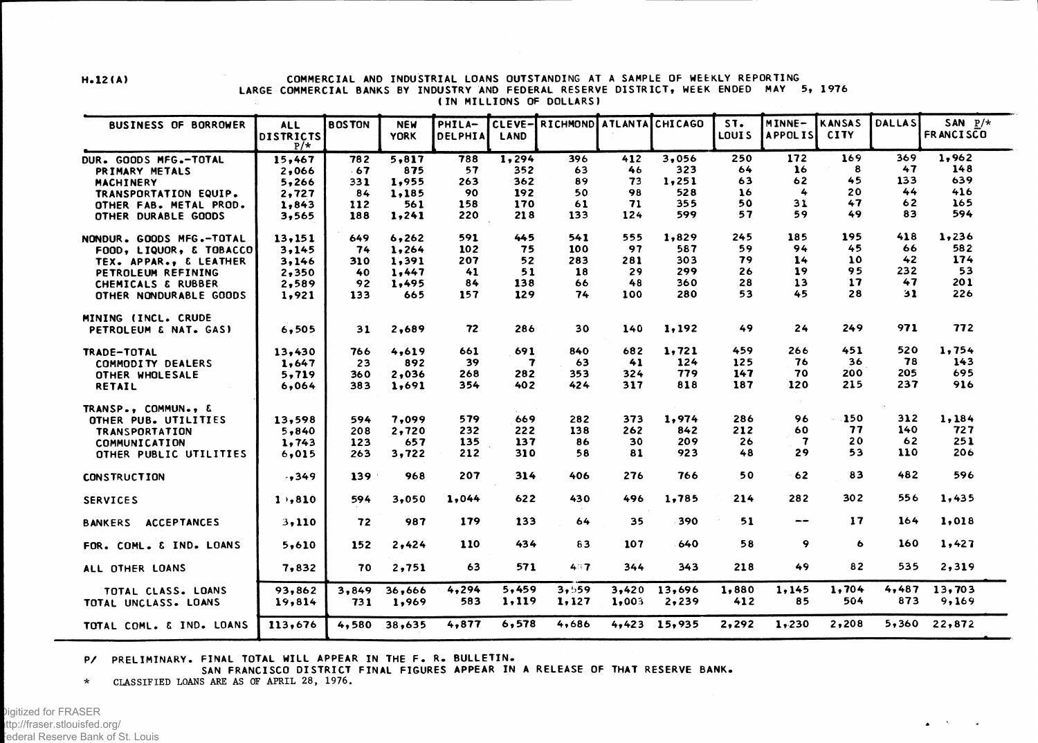H.12(A)

COMMERCIAL AND INDUSTRIAL LOANS OUTSTANDING AT A SAMPLE OF WEEKLY REPORTING LARGE COMMERCIAL BANKS BY INDUSTRY AND FEDERAL RESERVE DISTRICT, WEEK ENDED MAY 5, 1976
(IN MILLIONS OF DOLLARS)

| BUSINESS OF BORROWER | ALL DISTRICTS P/* | BOSTON | NEW YORK | PHILA-DELPHIA | CLEVE-LAND | RICHMOND | ATLANTA | CHICAGO | ST. LOUIS | MINNE-APPOLIS | KANSAS CITY | DALLAS | SAN FRANCISCO P/* |
|---|---|---|---|---|---|---|---|---|---|---|---|---|---|
| DUR. GOODS MFG.-TOTAL | 15,467 | 782 | 5,817 | 788 | 1,294 | 396 | 412 | 3,056 | 250 | 172 | 169 | 369 | 1,962 |
| PRIMARY METALS | 2,066 | 67 | 875 | 57 | 352 | 63 | 46 | 323 | 64 | 16 | 8 | 47 | 148 |
| MACHINERY | 5,266 | 331 | 1,955 | 263 | 362 | 89 | 73 | 1,251 | 63 | 62 | 45 | 133 | 639 |
| TRANSPORTATION EQUIP. | 2,727 | 84 | 1,185 | 90 | 192 | 50 | 98 | 528 | 16 | 4 | 20 | 44 | 416 |
| OTHER FAB. METAL PROD. | 1,843 | 112 | 561 | 158 | 170 | 61 | 71 | 355 | 50 | 31 | 47 | 62 | 165 |
| OTHER DURABLE GOODS | 3,565 | 188 | 1,241 | 220 | 218 | 133 | 124 | 599 | 57 | 59 | 49 | 83 | 594 |
| NONDUR. GOODS MFG.-TOTAL | 13,151 | 649 | 6,262 | 591 | 445 | 541 | 555 | 1,829 | 245 | 185 | 195 | 418 | 1,236 |
| FOOD, LIQUOR, & TOBACCO | 3,145 | 74 | 1,264 | 102 | 75 | 100 | 97 | 587 | 59 | 94 | 45 | 66 | 582 |
| TEX. APPAR., & LEATHER | 3,146 | 310 | 1,391 | 207 | 52 | 283 | 281 | 303 | 79 | 14 | 10 | 42 | 174 |
| PETROLEUM REFINING | 2,350 | 40 | 1,447 | 41 | 51 | 18 | 29 | 299 | 26 | 19 | 95 | 232 | 53 |
| CHEMICALS & RUBBER | 2,589 | 92 | 1,495 | 84 | 138 | 66 | 48 | 360 | 28 | 13 | 17 | 47 | 201 |
| OTHER NONDURABLE GOODS | 1,921 | 133 | 665 | 157 | 129 | 74 | 100 | 280 | 53 | 45 | 28 | 31 | 226 |
| MINING (INCL. CRUDE PETROLEUM & NAT. GAS) | 6,505 | 31 | 2,689 | 72 | 286 | 30 | 140 | 1,192 | 49 | 24 | 249 | 971 | 772 |
| TRADE-TOTAL | 13,430 | 766 | 4,619 | 661 | 691 | 840 | 682 | 1,721 | 459 | 266 | 451 | 520 | 1,754 |
| COMMODITY DEALERS | 1,647 | 23 | 892 | 39 | 7 | 63 | 41 | 124 | 125 | 76 | 36 | 78 | 143 |
| OTHER WHOLESALE | 5,719 | 360 | 2,036 | 268 | 282 | 353 | 324 | 779 | 147 | 70 | 200 | 205 | 695 |
| RETAIL | 6,064 | 383 | 1,691 | 354 | 402 | 424 | 317 | 818 | 187 | 120 | 215 | 237 | 916 |
| TRANSP., COMMUN., & OTHER PUB. UTILITIES | 13,598 | 594 | 7,099 | 579 | 669 | 282 | 373 | 1,974 | 286 | 96 | 150 | 312 | 1,184 |
| TRANSPORTATION | 5,840 | 208 | 2,720 | 232 | 222 | 138 | 262 | 842 | 212 | 60 | 77 | 140 | 727 |
| COMMUNICATION | 1,743 | 123 | 657 | 135 | 137 | 86 | 30 | 209 | 26 | 7 | 20 | 62 | 251 |
| OTHER PUBLIC UTILITIES | 6,015 | 263 | 3,722 | 212 | 310 | 58 | 81 | 923 | 48 | 29 | 53 | 110 | 206 |
| CONSTRUCTION | 4,349 | 139 | 968 | 207 | 314 | 406 | 276 | 766 | 50 | 62 | 83 | 482 | 596 |
| SERVICES | 10,810 | 594 | 3,050 | 1,044 | 622 | 430 | 496 | 1,785 | 214 | 282 | 302 | 556 | 1,435 |
| BANKERS ACCEPTANCES | 3,110 | 72 | 987 | 179 | 133 | 64 | 35 | 390 | 51 | -- | 17 | 164 | 1,018 |
| FOR. COML. & IND. LOANS | 5,610 | 152 | 2,424 | 110 | 434 | 63 | 107 | 640 | 58 | 9 | 6 | 160 | 1,427 |
| ALL OTHER LOANS | 7,832 | 70 | 2,751 | 63 | 571 | 437 | 344 | 343 | 218 | 49 | 82 | 535 | 2,319 |
| TOTAL CLASS. LOANS | 93,862 | 3,849 | 36,666 | 4,294 | 5,459 | 3,559 | 3,420 | 13,696 | 1,880 | 1,145 | 1,704 | 4,487 | 13,703 |
| TOTAL UNCLASS. LOANS | 19,814 | 731 | 1,969 | 583 | 1,119 | 1,127 | 1,003 | 2,239 | 412 | 85 | 504 | 873 | 9,169 |
| TOTAL COML. & IND. LOANS | 113,676 | 4,580 | 38,635 | 4,877 | 6,578 | 4,686 | 4,423 | 15,935 | 2,292 | 1,230 | 2,208 | 5,360 | 22,872 |

P/ PRELIMINARY. FINAL TOTAL WILL APPEAR IN THE F. R. BULLETIN.
SAN FRANCISCO DISTRICT FINAL FIGURES APPEAR IN A RELEASE OF THAT RESERVE BANK.

* CLASSIFIED LOANS ARE AS OF APRIL 28, 1976.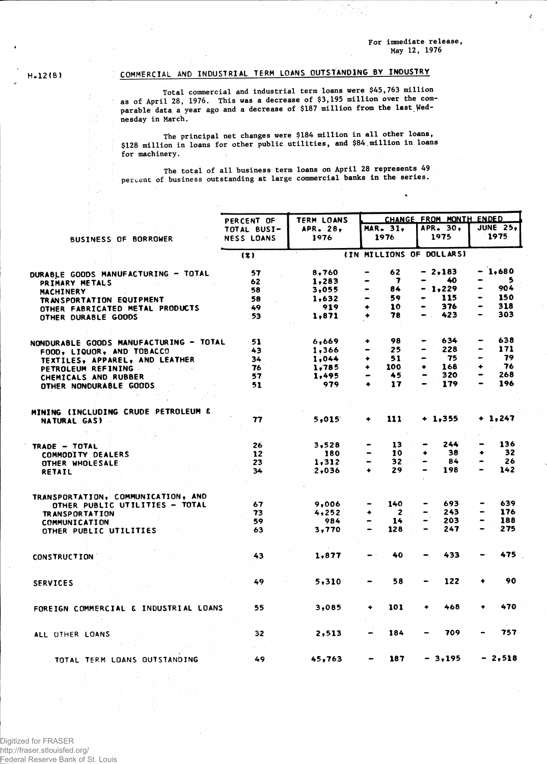For immediate release,
May 12, 1976

H.12(B)

## COMMERCIAL AND INDUSTRIAL TERM LOANS OUTSTANDING BY INDUSTRY

Total commercial and industrial term loans were $45,763 million as of April 28, 1976. This was a decrease of $3,195 million over the comparable data a year ago and a decrease of $187 million from the last Wednesday in March.

The principal net changes were $184 million in all other loans, $128 million in loans for other public utilities, and $84 million in loans for machinery.

The total of all business term loans on April 28 represents 49 percent of business outstanding at large commercial banks in the series.

| BUSINESS OF BORROWER | PERCENT OF TOTAL BUSINESS LOANS | TERM LOANS APR. 28, 1976 | CHANGE FROM MONTH ENDED MAR. 31, 1976 | APR. 30, 1975 | JUNE 25, 1975 |
|---|---|---|---|---|---|
| | (%) | (IN MILLIONS OF DOLLARS) | | | |
| DURABLE GOODS MANUFACTURING - TOTAL | 57 | 8,760 | - 62 | - 2,183 | - 1,680 |
| PRIMARY METALS | 62 | 1,283 | - 7 | - 40 | - 5 |
| MACHINERY | 58 | 3,055 | - 84 | - 1,229 | - 904 |
| TRANSPORTATION EQUIPMENT | 58 | 1,632 | - 59 | - 115 | - 150 |
| OTHER FABRICATED METAL PRODUCTS | 49 | 919 | + 10 | - 376 | - 318 |
| OTHER DURABLE GOODS | 53 | 1,871 | + 78 | - 423 | - 303 |
| NONDURABLE GOODS MANUFACTURING - TOTAL | 51 | 6,669 | + 98 | - 634 | - 638 |
| FOOD, LIQUOR, AND TOBACCO | 43 | 1,366 | - 25 | - 228 | - 171 |
| TEXTILES, APPAREL, AND LEATHER | 34 | 1,044 | + 51 | - 75 | - 79 |
| PETROLEUM REFINING | 76 | 1,785 | + 100 | + 168 | + 76 |
| CHEMICALS AND RUBBER | 57 | 1,495 | - 45 | - 320 | - 268 |
| OTHER NONDURABLE GOODS | 51 | 979 | + 17 | - 179 | - 196 |
| MINING (INCLUDING CRUDE PETROLEUM & NATURAL GAS) | 77 | 5,015 | + 111 | + 1,355 | + 1,247 |
| TRADE - TOTAL | 26 | 3,528 | - 13 | - 244 | - 136 |
| COMMODITY DEALERS | 12 | 180 | - 10 | + 38 | + 32 |
| OTHER WHOLESALE | 23 | 1,312 | - 32 | - 84 | - 26 |
| RETAIL | 34 | 2,036 | + 29 | - 198 | - 142 |
| TRANSPORTATION, COMMUNICATION, AND OTHER PUBLIC UTILITIES - TOTAL | 67 | 9,006 | - 140 | - 693 | - 639 |
| TRANSPORTATION | 73 | 4,252 | + 2 | - 243 | - 176 |
| COMMUNICATION | 59 | 984 | - 14 | - 203 | - 188 |
| OTHER PUBLIC UTILITIES | 63 | 3,770 | - 128 | - 247 | - 275 |
| CONSTRUCTION | 43 | 1,877 | - 40 | - 433 | - 475 |
| SERVICES | 49 | 5,310 | - 58 | - 122 | + 90 |
| FOREIGN COMMERCIAL & INDUSTRIAL LOANS | 55 | 3,085 | + 101 | + 468 | + 470 |
| ALL OTHER LOANS | 32 | 2,513 | - 184 | - 709 | - 757 |
| TOTAL TERM LOANS OUTSTANDING | 49 | 45,763 | - 187 | - 3,195 | - 2,518 |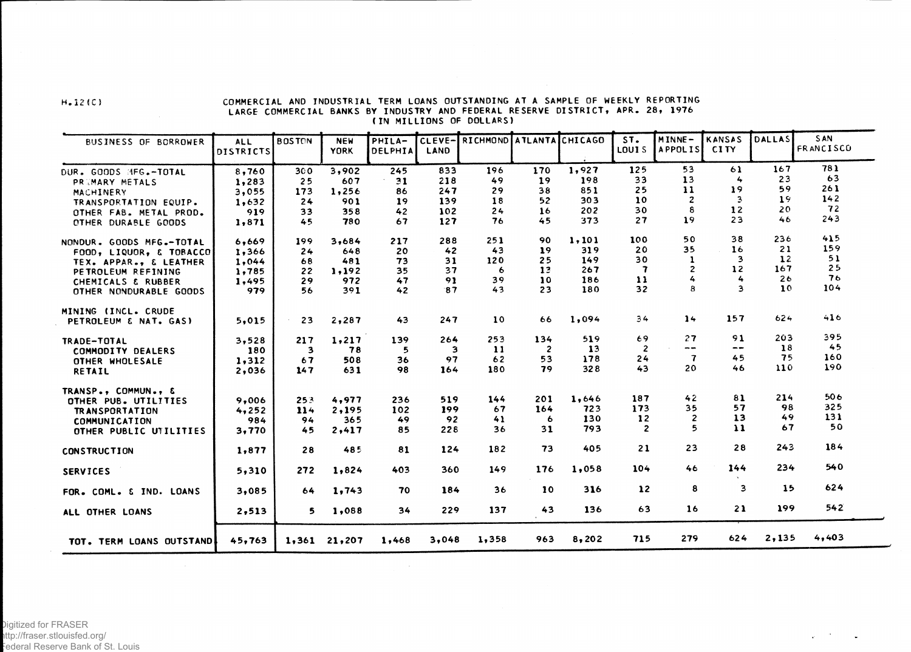H.12(C)

COMMERCIAL AND INDUSTRIAL TERM LOANS OUTSTANDING AT A SAMPLE OF WEEKLY REPORTING LARGE COMMERCIAL BANKS BY INDUSTRY AND FEDERAL RESERVE DISTRICT, APR. 28, 1976
(IN MILLIONS OF DOLLARS)

| BUSINESS OF BORROWER | ALL DISTRICTS | BOSTON | NEW YORK | PHILA-DELPHIA | CLEVE-LAND | RICHMOND | ATLANTA | CHICAGO | ST. LOUIS | MINNE-APOLIS | KANSAS CITY | DALLAS | SAN FRANCISCO |
|---|---|---|---|---|---|---|---|---|---|---|---|---|---|
| DUR. GOODS MFG.-TOTAL | 8,760 | 300 | 3,902 | 245 | 833 | 196 | 170 | 1,927 | 125 | 53 | 61 | 167 | 781 |
| PRIMARY METALS | 1,283 | 25 | 607 | 31 | 218 | 49 | 19 | 198 | 33 | 13 | 4 | 23 | 63 |
| MACHINERY | 3,055 | 173 | 1,256 | 86 | 247 | 29 | 38 | 851 | 25 | 11 | 19 | 59 | 261 |
| TRANSPORTATION EQUIP. | 1,632 | 24 | 901 | 19 | 139 | 18 | 52 | 303 | 10 | 2 | 3 | 19 | 142 |
| OTHER FAB. METAL PROD. | 919 | 33 | 358 | 42 | 102 | 24 | 16 | 202 | 30 | 8 | 12 | 20 | 72 |
| OTHER DURABLE GOODS | 1,871 | 45 | 780 | 67 | 127 | 76 | 45 | 373 | 27 | 19 | 23 | 46 | 243 |
| NONDUR. GOODS MFG.-TOTAL | 6,669 | 199 | 3,684 | 217 | 288 | 251 | 90 | 1,101 | 100 | 50 | 38 | 236 | 415 |
| FOOD, LIQUOR, & TOBACCO | 1,366 | 24 | 648 | 20 | 42 | 43 | 19 | 319 | 20 | 35 | 16 | 21 | 159 |
| TEX. APPAR., & LEATHER | 1,044 | 68 | 481 | 73 | 31 | 120 | 25 | 149 | 30 | 1 | 3 | 12 | 51 |
| PETROLEUM REFINING | 1,785 | 22 | 1,192 | 35 | 37 | 6 | 13 | 267 | 7 | 2 | 12 | 167 | 25 |
| CHEMICALS & RUBBER | 1,495 | 29 | 972 | 47 | 91 | 39 | 10 | 186 | 11 | 4 | 4 | 26 | 76 |
| OTHER NONDURABLE GOODS | 979 | 56 | 391 | 42 | 87 | 43 | 23 | 180 | 32 | 8 | 3 | 10 | 104 |
| MINING (INCL. CRUDE PETROLEUM & NAT. GAS) | 5,015 | 23 | 2,287 | 43 | 247 | 10 | 66 | 1,094 | 34 | 14 | 157 | 624 | 416 |
| TRADE-TOTAL | 3,528 | 217 | 1,217 | 139 | 264 | 253 | 134 | 519 | 69 | 27 | 91 | 203 | 395 |
| COMMODITY DEALERS | 180 | 3 | 78 | 5 | 3 | 11 | 2 | 13 | 2 | -- | -- | 18 | 45 |
| OTHER WHOLESALE | 1,312 | 67 | 508 | 36 | 97 | 62 | 53 | 178 | 24 | 7 | 45 | 75 | 160 |
| RETAIL | 2,036 | 147 | 631 | 98 | 164 | 180 | 79 | 328 | 43 | 20 | 46 | 110 | 190 |
| TRANSP., COMMUN., & OTHER PUB. UTILITIES | 9,006 | 253 | 4,977 | 236 | 519 | 144 | 201 | 1,646 | 187 | 42 | 81 | 214 | 506 |
| TRANSPORTATION | 4,252 | 114 | 2,195 | 102 | 199 | 67 | 164 | 723 | 173 | 35 | 57 | 98 | 325 |
| COMMUNICATION | 984 | 94 | 365 | 49 | 92 | 41 | 6 | 130 | 12 | 2 | 13 | 49 | 131 |
| OTHER PUBLIC UTILITIES | 3,770 | 45 | 2,417 | 85 | 228 | 36 | 31 | 793 | 2 | 5 | 11 | 67 | 50 |
| CONSTRUCTION | 1,877 | 28 | 485 | 81 | 124 | 182 | 73 | 405 | 21 | 23 | 28 | 243 | 184 |
| SERVICES | 5,310 | 272 | 1,824 | 403 | 360 | 149 | 176 | 1,058 | 104 | 46 | 144 | 234 | 540 |
| FOR. COML. & IND. LOANS | 3,085 | 64 | 1,743 | 70 | 184 | 36 | 10 | 316 | 12 | 8 | 3 | 15 | 624 |
| ALL OTHER LOANS | 2,513 | 5 | 1,088 | 34 | 229 | 137 | 43 | 136 | 63 | 16 | 21 | 199 | 542 |
| TOT. TERM LOANS OUTSTAND | 45,763 | 1,361 | 21,207 | 1,468 | 3,048 | 1,358 | 963 | 8,202 | 715 | 279 | 624 | 2,135 | 4,403 |